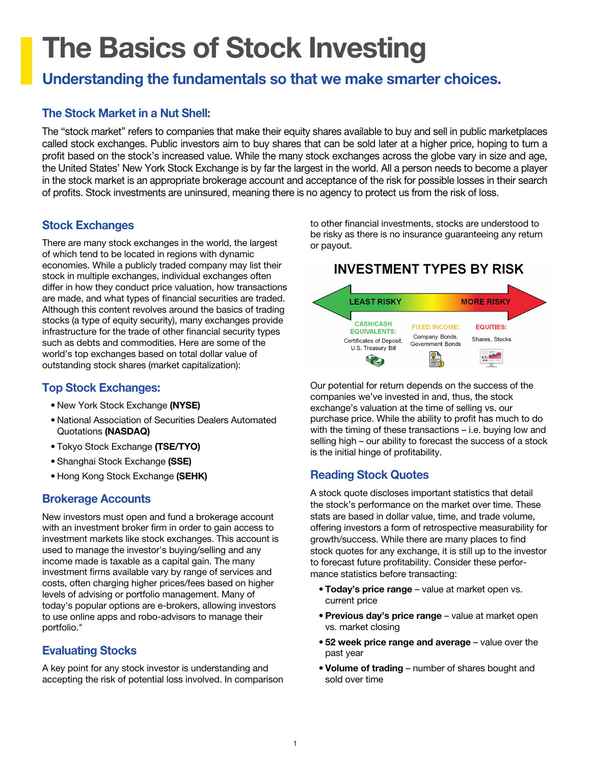# The Basics of Stock Investing

## Understanding the fundamentals so that we make smarter choices.

### The Stock Market in a Nut Shell:

The "stock market" refers to companies that make their equity shares available to buy and sell in public marketplaces called stock exchanges. Public investors aim to buy shares that can be sold later at a higher price, hoping to turn a profit based on the stock's increased value. While the many stock exchanges across the globe vary in size and age, the United States' New York Stock Exchange is by far the largest in the world. All a person needs to become a player in the stock market is an appropriate brokerage account and acceptance of the risk for possible losses in their search of profits. Stock investments are uninsured, meaning there is no agency to protect us from the risk of loss.

### Stock Exchanges

There are many stock exchanges in the world, the largest of which tend to be located in regions with dynamic economies. While a publicly traded company may list their stock in multiple exchanges, individual exchanges often differ in how they conduct price valuation, how transactions are made, and what types of financial securities are traded. Although this content revolves around the basics of trading stocks (a type of equity security), many exchanges provide infrastructure for the trade of other financial security types such as debts and commodities. Here are some of the world's top exchanges based on total dollar value of outstanding stock shares (market capitalization):

### Top Stock Exchanges:

- New York Stock Exchange **(NYSE)**
- National Association of Securities Dealers Automated Quotations **(NASDAQ)**
- Tokyo Stock Exchange **(TSE/TYO)**
- Shanghai Stock Exchange **(SSE)**
- Hong Kong Stock Exchange **(SEHK)**

### Brokerage Accounts

New investors must open and fund a brokerage account with an investment broker firm in order to gain access to investment markets like stock exchanges. This account is used to manage the investor's buying/selling and any income made is taxable as a capital gain. The many investment firms available vary by range of services and costs, often charging higher prices/fees based on higher levels of advising or portfolio management. Many of today's popular options are e-brokers, allowing investors to use online apps and robo-advisors to manage their portfolio."

### Evaluating Stocks

A key point for any stock investor is understanding and accepting the risk of potential loss involved. In comparison to other financial investments, stocks are understood to be risky as there is no insurance guaranteeing any return or payout.

**INVESTMENT TYPES BY RISK**

LEAST RISKY → MORE RISKY

- **CASH/CASH EQUIVALENTS:** Certificates of Deposit, U.S. Treasury Bill
- **FIXED INCOME:** Company Bonds, Government Bonds
- **EQUITIES:** Shares, Stocks

Our potential for return depends on the success of the companies we've invested in and, thus, the stock exchange's valuation at the time of selling vs. our purchase price. While the ability to profit has much to do with the timing of these transactions – i.e. buying low and selling high – our ability to forecast the success of a stock is the initial hinge of profitability.

### Reading Stock Quotes

A stock quote discloses important statistics that detail the stock's performance on the market over time. These stats are based in dollar value, time, and trade volume, offering investors a form of retrospective measurability for growth/success. While there are many places to find stock quotes for any exchange, it is still up to the investor to forecast future profitability. Consider these performance statistics before transacting:

- **Today's price range** – value at market open vs. current price
- **Previous day's price range** – value at market open vs. market closing
- **52 week price range and average** – value over the past year
- **Volume of trading** – number of shares bought and sold over time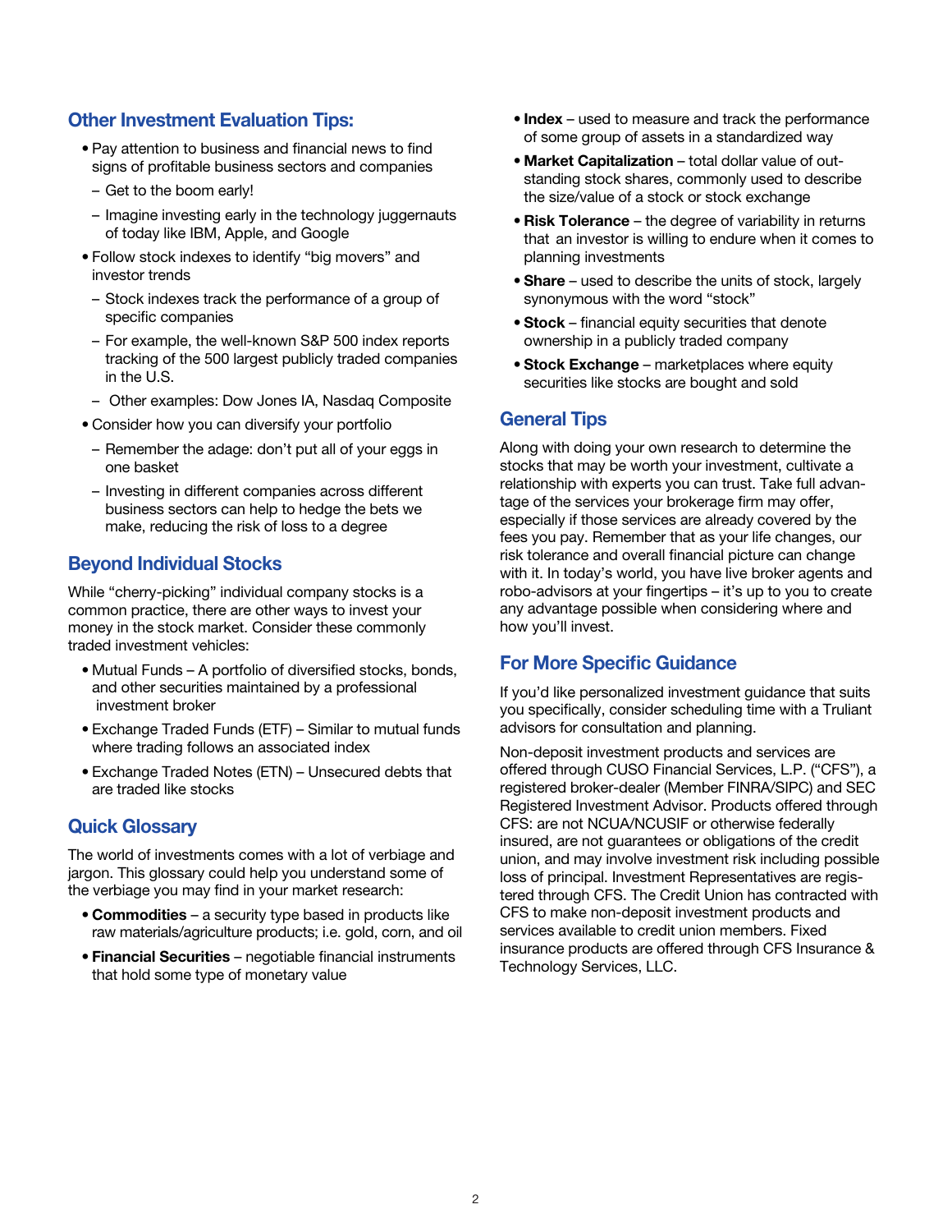## Other Investment Evaluation Tips:

- Pay attention to business and financial news to find signs of profitable business sectors and companies
  - Get to the boom early!
  - Imagine investing early in the technology juggernauts of today like IBM, Apple, and Google
- Follow stock indexes to identify "big movers" and investor trends
  - Stock indexes track the performance of a group of specific companies
  - For example, the well-known S&P 500 index reports tracking of the 500 largest publicly traded companies in the U.S.
  - Other examples: Dow Jones IA, Nasdaq Composite
- Consider how you can diversify your portfolio
  - Remember the adage: don't put all of your eggs in one basket
  - Investing in different companies across different business sectors can help to hedge the bets we make, reducing the risk of loss to a degree

## Beyond Individual Stocks

While "cherry-picking" individual company stocks is a common practice, there are other ways to invest your money in the stock market. Consider these commonly traded investment vehicles:

- Mutual Funds – A portfolio of diversified stocks, bonds, and other securities maintained by a professional investment broker
- Exchange Traded Funds (ETF) – Similar to mutual funds where trading follows an associated index
- Exchange Traded Notes (ETN) – Unsecured debts that are traded like stocks

## Quick Glossary

The world of investments comes with a lot of verbiage and jargon. This glossary could help you understand some of the verbiage you may find in your market research:

- **Commodities** – a security type based in products like raw materials/agriculture products; i.e. gold, corn, and oil
- **Financial Securities** – negotiable financial instruments that hold some type of monetary value
- **Index** – used to measure and track the performance of some group of assets in a standardized way
- **Market Capitalization** – total dollar value of outstanding stock shares, commonly used to describe the size/value of a stock or stock exchange
- **Risk Tolerance** – the degree of variability in returns that an investor is willing to endure when it comes to planning investments
- **Share** – used to describe the units of stock, largely synonymous with the word "stock"
- **Stock** – financial equity securities that denote ownership in a publicly traded company
- **Stock Exchange** – marketplaces where equity securities like stocks are bought and sold

## General Tips

Along with doing your own research to determine the stocks that may be worth your investment, cultivate a relationship with experts you can trust. Take full advantage of the services your brokerage firm may offer, especially if those services are already covered by the fees you pay. Remember that as your life changes, our risk tolerance and overall financial picture can change with it. In today's world, you have live broker agents and robo-advisors at your fingertips – it's up to you to create any advantage possible when considering where and how you'll invest.

## For More Specific Guidance

If you'd like personalized investment guidance that suits you specifically, consider scheduling time with a Truliant advisors for consultation and planning.

Non-deposit investment products and services are offered through CUSO Financial Services, L.P. ("CFS"), a registered broker-dealer (Member FINRA/SIPC) and SEC Registered Investment Advisor. Products offered through CFS: are not NCUA/NCUSIF or otherwise federally insured, are not guarantees or obligations of the credit union, and may involve investment risk including possible loss of principal. Investment Representatives are registered through CFS. The Credit Union has contracted with CFS to make non-deposit investment products and services available to credit union members. Fixed insurance products are offered through CFS Insurance & Technology Services, LLC.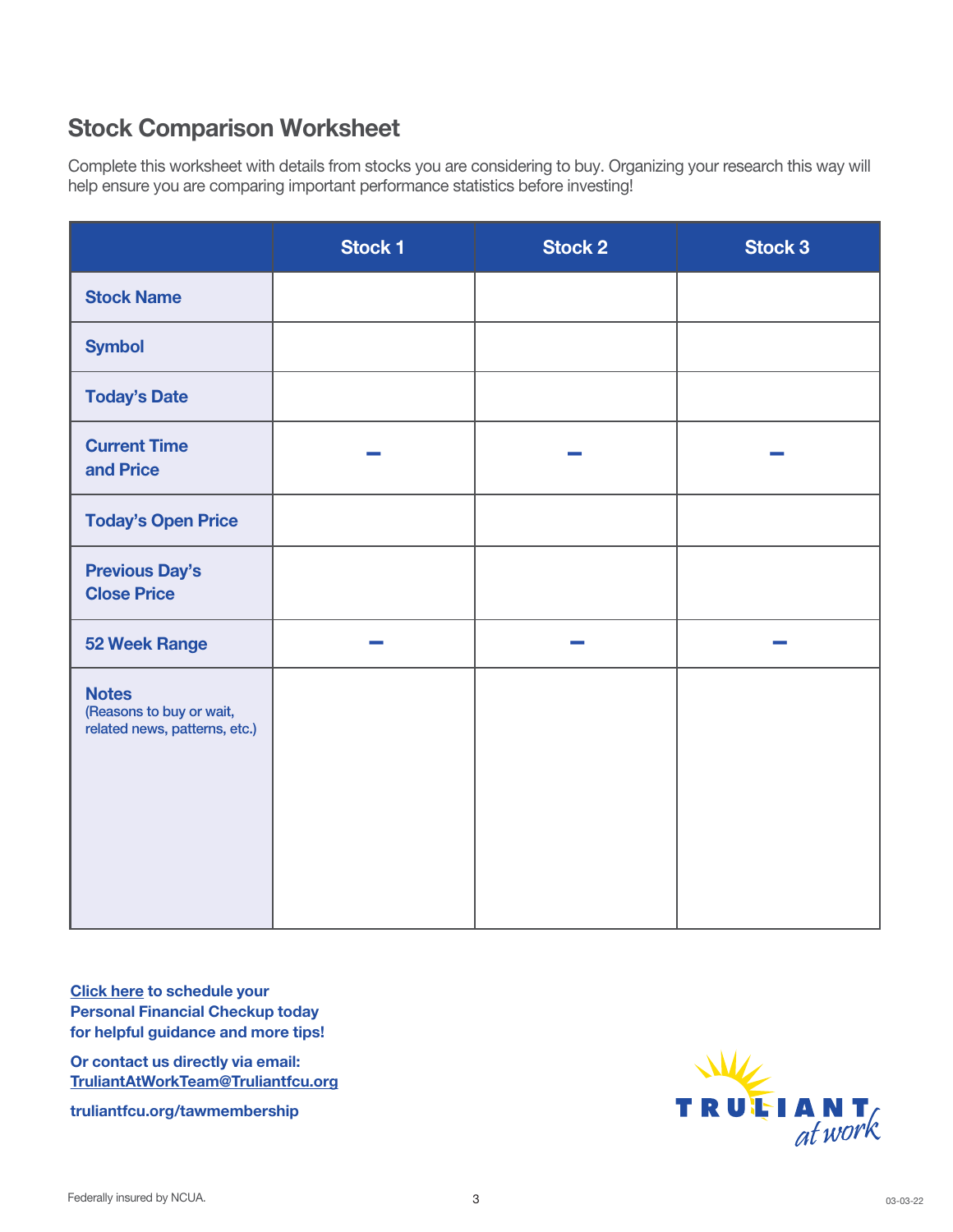## Stock Comparison Worksheet

Complete this worksheet with details from stocks you are considering to buy. Organizing your research this way will help ensure you are comparing important performance statistics before investing!

| | Stock 1 | Stock 2 | Stock 3 |
|---|---|---|---|
| **Stock Name** | | | |
| **Symbol** | | | |
| **Today's Date** | | | |
| **Current Time and Price** | – | – | – |
| **Today's Open Price** | | | |
| **Previous Day's Close Price** | | | |
| **52 Week Range** | – | – | – |
| **Notes** (Reasons to buy or wait, related news, patterns, etc.) | | | |

**Click here to schedule your Personal Financial Checkup today for helpful guidance and more tips!**

**Or contact us directly via email: TruliantAtWorkTeam@Truliantfcu.org**

**truliantfcu.org/tawmembership**

TRULIANT at work

Federally insured by NCUA.

03-03-22